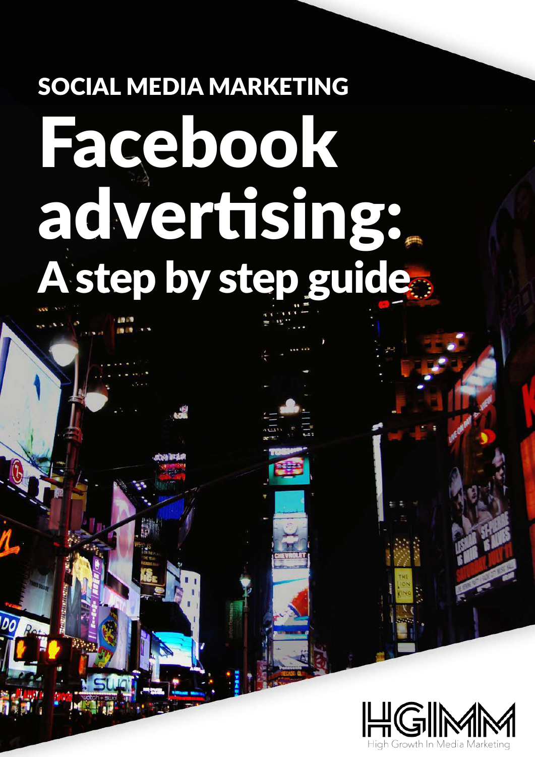SOCIAL MEDIA MARKETING

# Facebook advertising:
## A step by step guide

HGIMM

High Growth In Media Marketing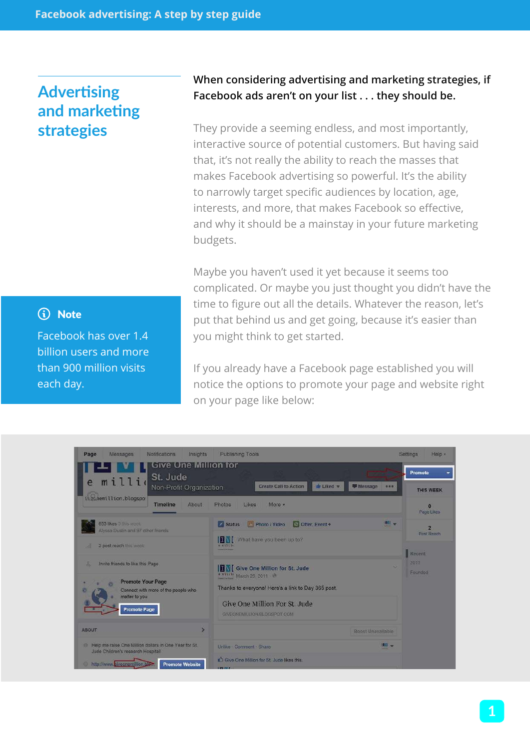## Advertising and marketing strategies

**When considering advertising and marketing strategies, if Facebook ads aren't on your list . . . they should be.**

They provide a seeming endless, and most importantly, interactive source of potential customers. But having said that, it's not really the ability to reach the masses that makes Facebook advertising so powerful. It's the ability to narrowly target specific audiences by location, age, interests, and more, that makes Facebook so effective, and why it should be a mainstay in your future marketing budgets.

Maybe you haven't used it yet because it seems too complicated. Or maybe you just thought you didn't have the time to figure out all the details. Whatever the reason, let's put that behind us and get going, because it's easier than you might think to get started.

If you already have a Facebook page established you will notice the options to promote your page and website right on your page like below:

> **Note**
>
> Facebook has over 1.4 billion users and more than 900 million visits each day.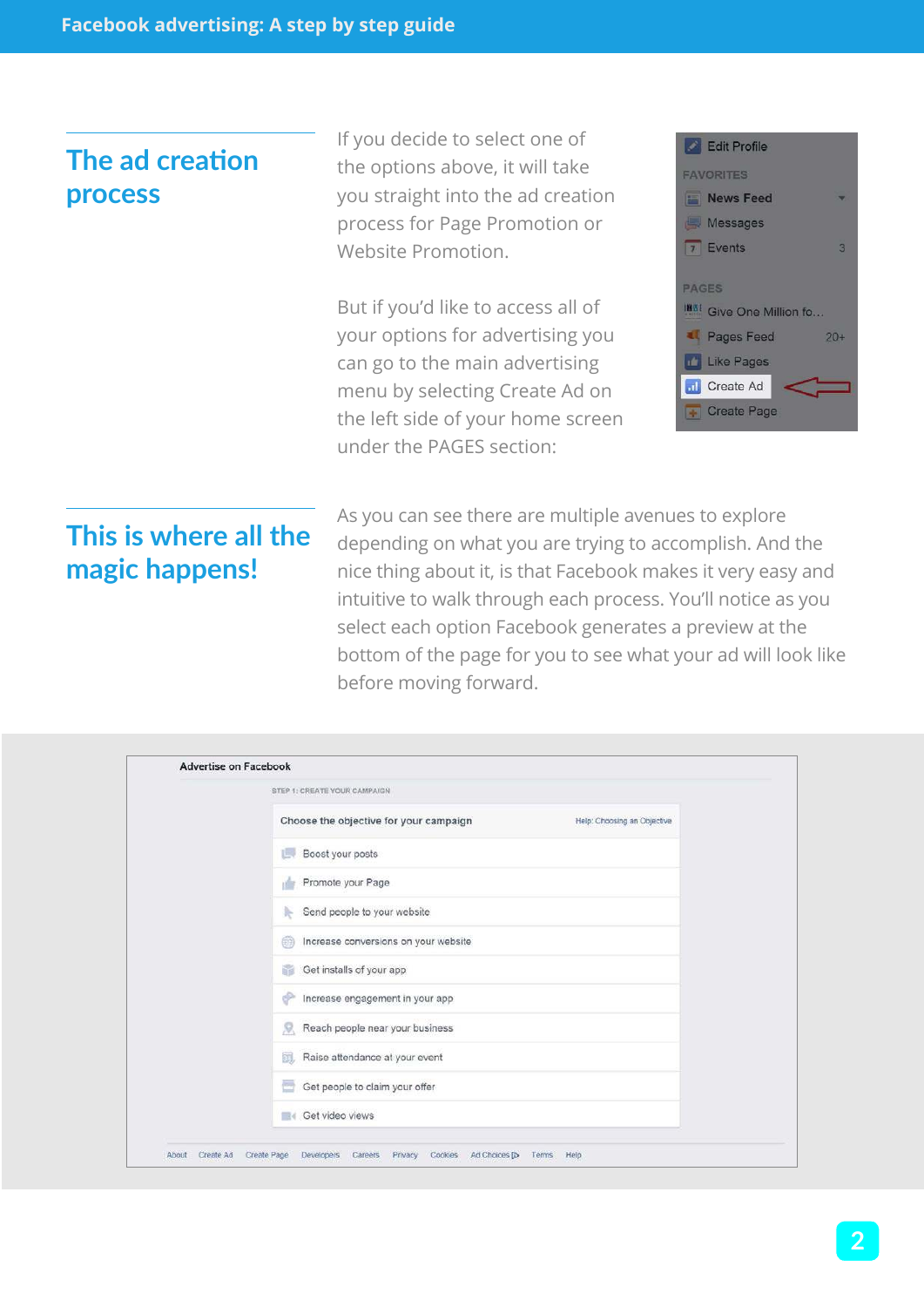## The ad creation process

If you decide to select one of the options above, it will take you straight into the ad creation process for Page Promotion or Website Promotion.

But if you'd like to access all of your options for advertising you can go to the main advertising menu by selecting Create Ad on the left side of your home screen under the PAGES section:

Edit Profile

FAVORITES

- News Feed
- Messages
- Events 3

PAGES

- Give One Million fo...
- Pages Feed 20+
- Like Pages
- Create Ad
- Create Page

## This is where all the magic happens!

As you can see there are multiple avenues to explore depending on what you are trying to accomplish. And the nice thing about it, is that Facebook makes it very easy and intuitive to walk through each process. You'll notice as you select each option Facebook generates a preview at the bottom of the page for you to see what your ad will look like before moving forward.

Advertise on Facebook

STEP 1: CREATE YOUR CAMPAIGN

Choose the objective for your campaign — Help: Choosing an Objective

- Boost your posts
- Promote your Page
- Send people to your website
- Increase conversions on your website
- Get installs of your app
- Increase engagement in your app
- Reach people near your business
- Raise attendance at your event
- Get people to claim your offer
- Get video views

About · Create Ad · Create Page · Developers · Careers · Privacy · Cookies · Ad Choices · Terms · Help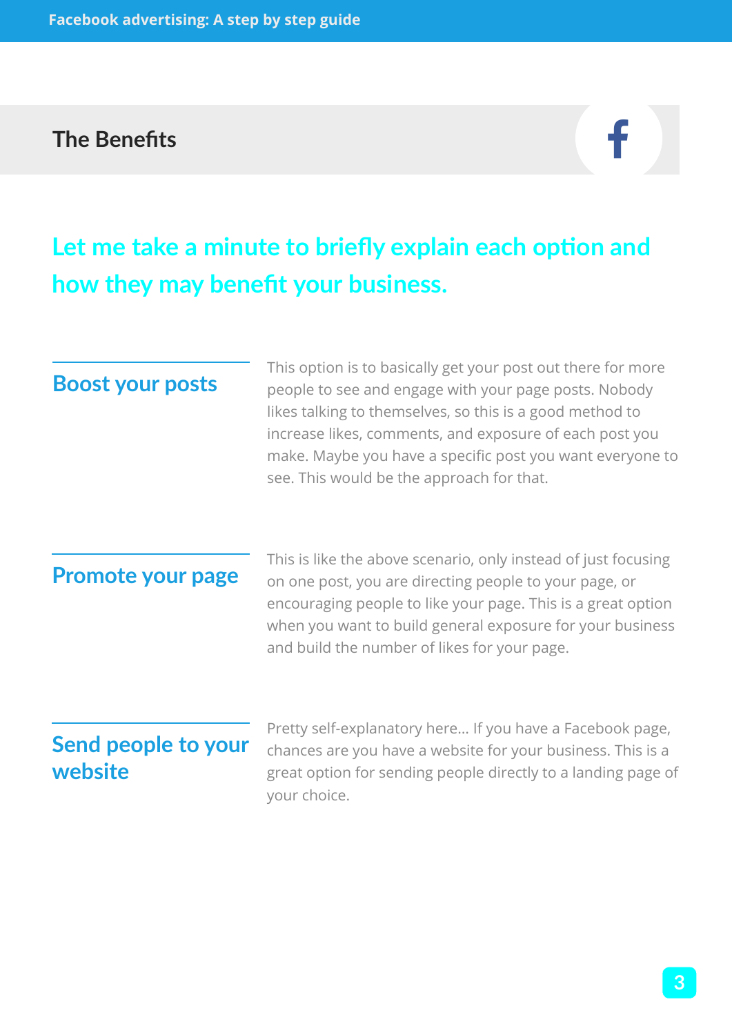## The Benefits

**Let me take a minute to briefly explain each option and how they may benefit your business.**

### Boost your posts

This option is to basically get your post out there for more people to see and engage with your page posts. Nobody likes talking to themselves, so this is a good method to increase likes, comments, and exposure of each post you make. Maybe you have a specific post you want everyone to see. This would be the approach for that.

### Promote your page

This is like the above scenario, only instead of just focusing on one post, you are directing people to your page, or encouraging people to like your page. This is a great option when you want to build general exposure for your business and build the number of likes for your page.

### Send people to your website

Pretty self-explanatory here... If you have a Facebook page, chances are you have a website for your business. This is a great option for sending people directly to a landing page of your choice.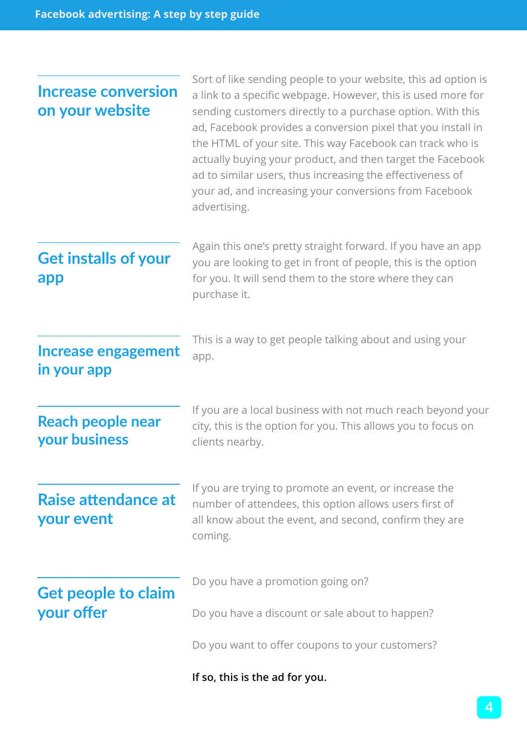### Increase conversion on your website

Sort of like sending people to your website, this ad option is a link to a specific webpage. However, this is used more for sending customers directly to a purchase option. With this ad, Facebook provides a conversion pixel that you install in the HTML of your site. This way Facebook can track who is actually buying your product, and then target the Facebook ad to similar users, thus increasing the effectiveness of your ad, and increasing your conversions from Facebook advertising.

### Get installs of your app

Again this one's pretty straight forward. If you have an app you are looking to get in front of people, this is the option for you. It will send them to the store where they can purchase it.

### Increase engagement in your app

This is a way to get people talking about and using your app.

### Reach people near your business

If you are a local business with not much reach beyond your city, this is the option for you. This allows you to focus on clients nearby.

### Raise attendance at your event

If you are trying to promote an event, or increase the number of attendees, this option allows users first of all know about the event, and second, confirm they are coming.

### Get people to claim your offer

Do you have a promotion going on?

Do you have a discount or sale about to happen?

Do you want to offer coupons to your customers?

**If so, this is the ad for you.**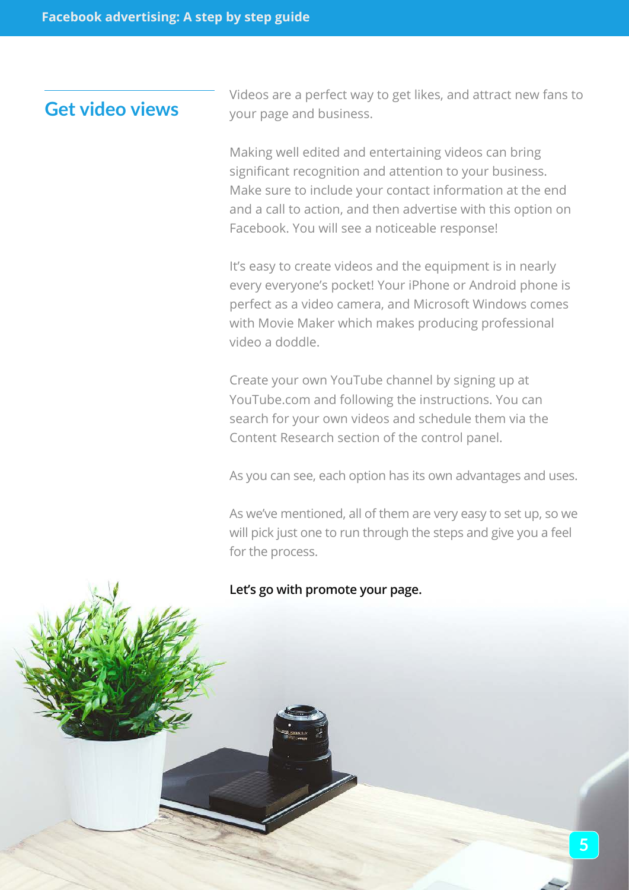## Get video views

Videos are a perfect way to get likes, and attract new fans to your page and business.

Making well edited and entertaining videos can bring significant recognition and attention to your business. Make sure to include your contact information at the end and a call to action, and then advertise with this option on Facebook. You will see a noticeable response!

It's easy to create videos and the equipment is in nearly every everyone's pocket! Your iPhone or Android phone is perfect as a video camera, and Microsoft Windows comes with Movie Maker which makes producing professional video a doddle.

Create your own YouTube channel by signing up at YouTube.com and following the instructions. You can search for your own videos and schedule them via the Content Research section of the control panel.

As you can see, each option has its own advantages and uses.

As we've mentioned, all of them are very easy to set up, so we will pick just one to run through the steps and give you a feel for the process.

**Let's go with promote your page.**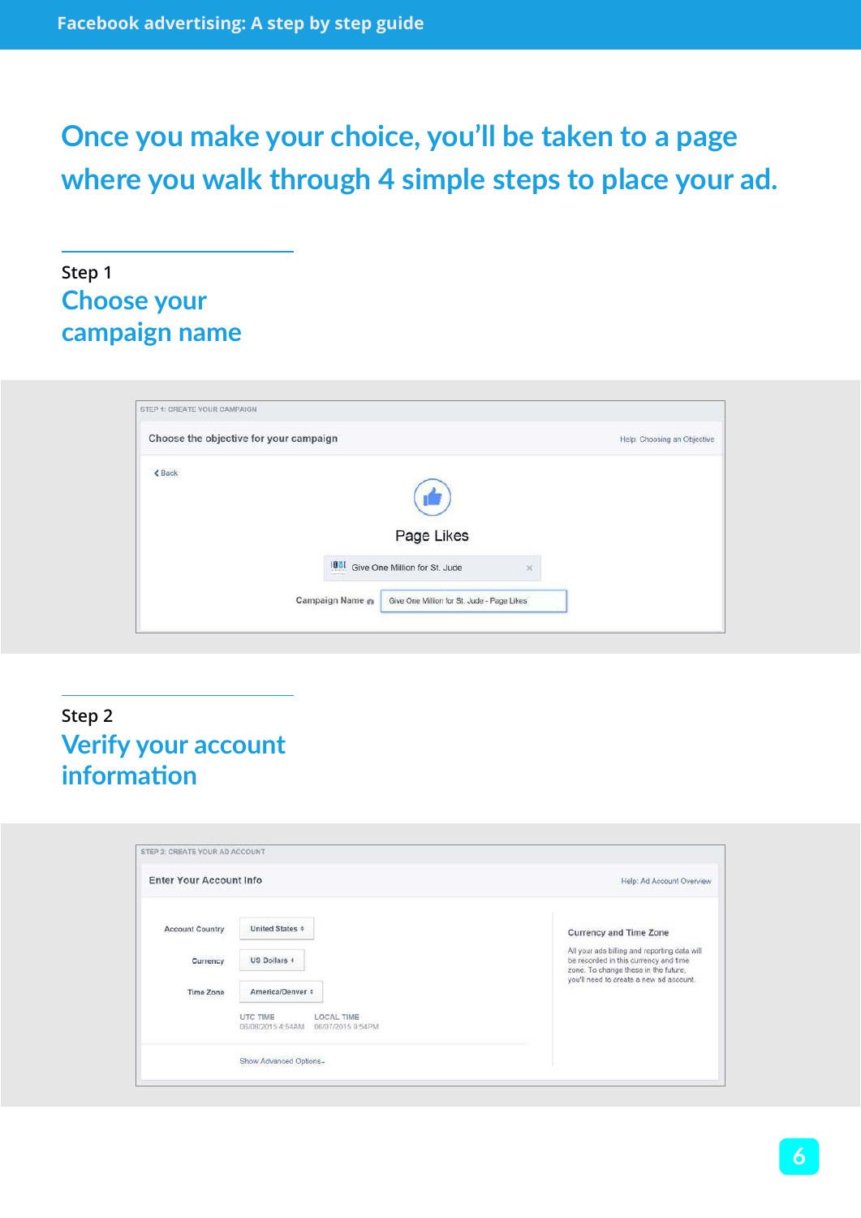## Once you make your choice, you'll be taken to a page where you walk through 4 simple steps to place your ad.

Step 1

### Choose your campaign name

STEP 1: CREATE YOUR CAMPAIGN

Choose the objective for your campaign

Help: Choosing an Objective

Back

Page Likes

Give One Million for St. Jude

Campaign Name: Give One Million for St. Jude - Page Likes

Step 2

### Verify your account information

STEP 2: CREATE YOUR AD ACCOUNT

Enter Your Account Info

Help: Ad Account Overview

Account Country: United States

Currency: US Dollars

Time Zone: America/Denver

UTC TIME 06/08/2015 4:54AM

LOCAL TIME 06/07/2015 9:54PM

Show Advanced Options

Currency and Time Zone

All your ads billing and reporting data will be recorded in this currency and time zone. To change these in the future, you'll need to create a new ad account.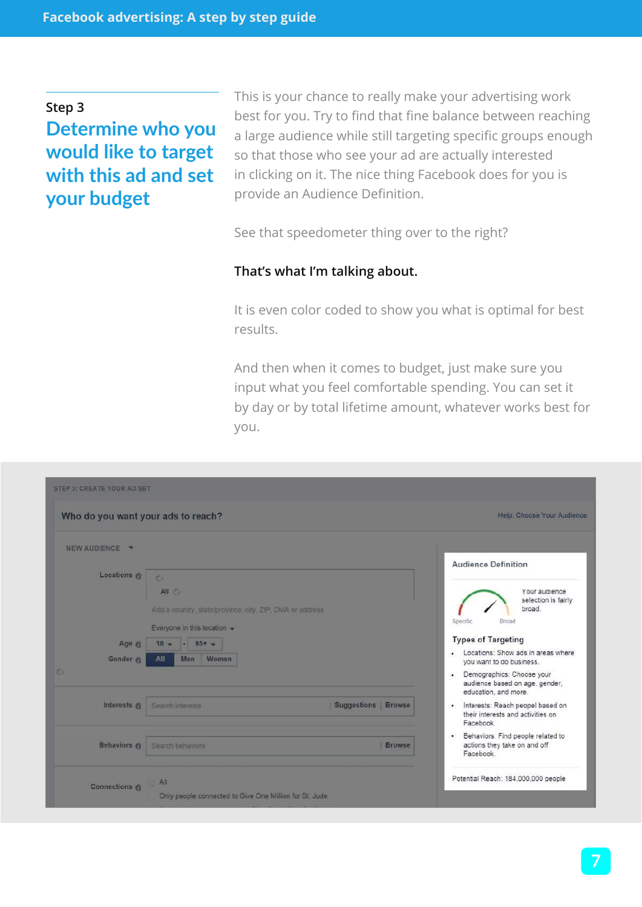Step 3

## Determine who you would like to target with this ad and set your budget

This is your chance to really make your advertising work best for you. Try to find that fine balance between reaching a large audience while still targeting specific groups enough so that those who see your ad are actually interested in clicking on it. The nice thing Facebook does for you is provide an Audience Definition.

See that speedometer thing over to the right?

**That's what I'm talking about.**

It is even color coded to show you what is optimal for best results.

And then when it comes to budget, just make sure you input what you feel comfortable spending. You can set it by day or by total lifetime amount, whatever works best for you.

STEP 3: CREATE YOUR AD SET

Who do you want your ads to reach?

Help: Choose Your Audience

NEW AUDIENCE

Locations
All
Add a country, state/province, city, ZIP, DMA or address
Everyone in this location

Age 18 - 65+

Gender All | Men | Women

Interests Search interests | Suggestions | Browse

Behaviors Search behaviors | Browse

Connections
All
Only people connected to Give One Million for St. Jude

Audience Definition

Specific — Broad

Your audience selection is fairly broad.

Types of Targeting

- Locations: Show ads in areas where you want to do business.
- Demographics: Choose your audience based on age, gender, education, and more.
- Interests: Reach peopel based on their interests and activities on Facebook.
- Behaviors: Find people related to actions they take on and off Facebook.

Potential Reach: 184,000,000 people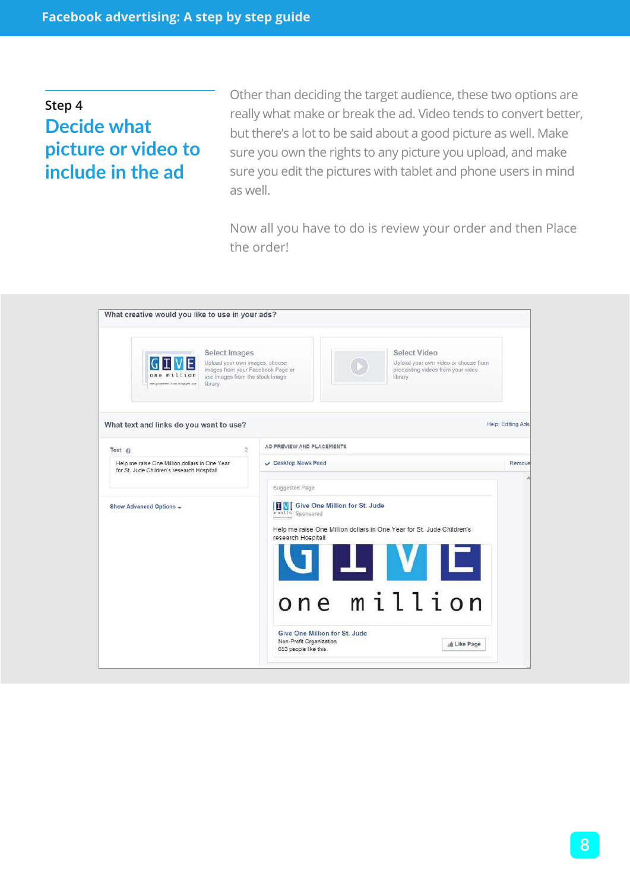Step 4

## Decide what picture or video to include in the ad

Other than deciding the target audience, these two options are really what make or break the ad. Video tends to convert better, but there's a lot to be said about a good picture as well. Make sure you own the rights to any picture you upload, and make sure you edit the pictures with tablet and phone users in mind as well.

Now all you have to do is review your order and then Place the order!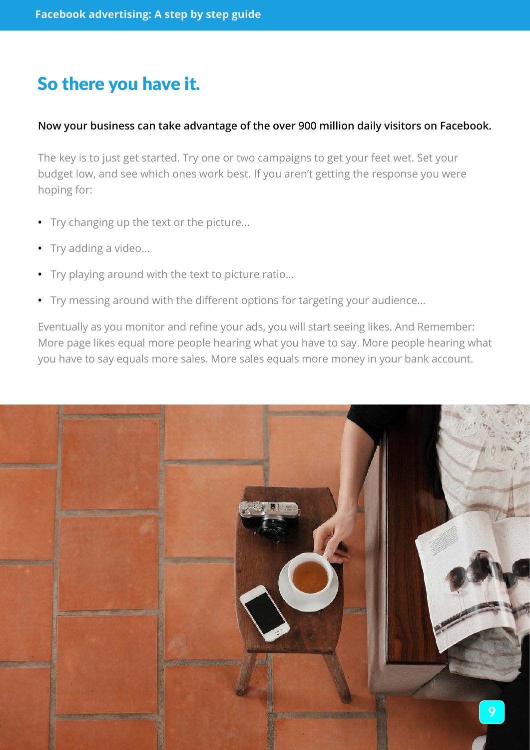## So there you have it.

**Now your business can take advantage of the over 900 million daily visitors on Facebook.**

The key is to just get started. Try one or two campaigns to get your feet wet. Set your budget low, and see which ones work best. If you aren't getting the response you were hoping for:

- Try changing up the text or the picture…
- Try adding a video…
- Try playing around with the text to picture ratio…
- Try messing around with the different options for targeting your audience…

Eventually as you monitor and refine your ads, you will start seeing likes. And Remember: More page likes equal more people hearing what you have to say. More people hearing what you have to say equals more sales. More sales equals more money in your bank account.